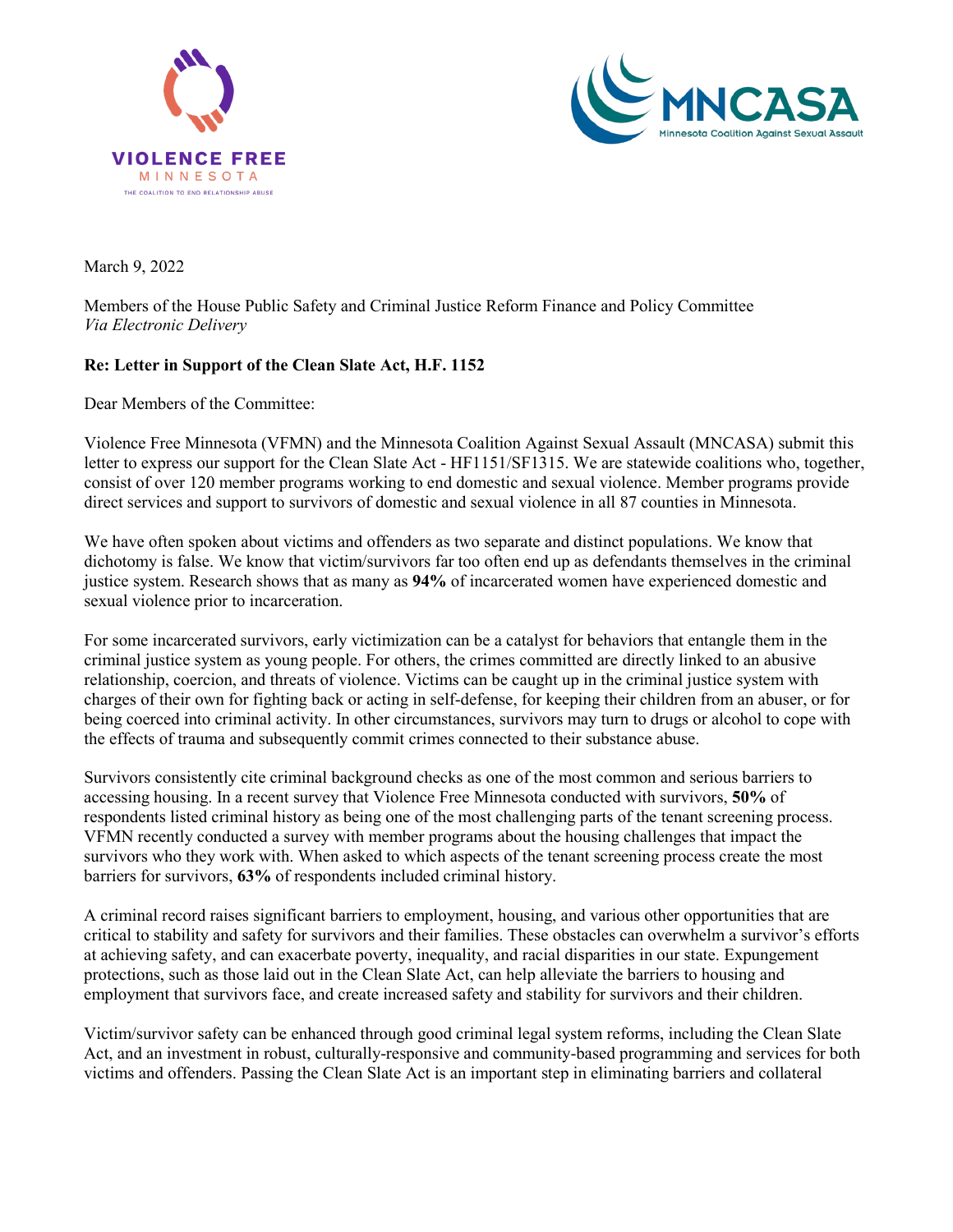VIOLENCE FREE
MINNESOTA
THE COALITION TO END RELATIONSHIP ABUSE

MNCASA
Minnesota Coalition Against Sexual Assault

March 9, 2022

Members of the House Public Safety and Criminal Justice Reform Finance and Policy Committee
*Via Electronic Delivery*

**Re: Letter in Support of the Clean Slate Act, H.F. 1152**

Dear Members of the Committee:

Violence Free Minnesota (VFMN) and the Minnesota Coalition Against Sexual Assault (MNCASA) submit this letter to express our support for the Clean Slate Act - HF1151/SF1315. We are statewide coalitions who, together, consist of over 120 member programs working to end domestic and sexual violence. Member programs provide direct services and support to survivors of domestic and sexual violence in all 87 counties in Minnesota.

We have often spoken about victims and offenders as two separate and distinct populations. We know that dichotomy is false. We know that victim/survivors far too often end up as defendants themselves in the criminal justice system. Research shows that as many as **94%** of incarcerated women have experienced domestic and sexual violence prior to incarceration.

For some incarcerated survivors, early victimization can be a catalyst for behaviors that entangle them in the criminal justice system as young people. For others, the crimes committed are directly linked to an abusive relationship, coercion, and threats of violence. Victims can be caught up in the criminal justice system with charges of their own for fighting back or acting in self-defense, for keeping their children from an abuser, or for being coerced into criminal activity. In other circumstances, survivors may turn to drugs or alcohol to cope with the effects of trauma and subsequently commit crimes connected to their substance abuse.

Survivors consistently cite criminal background checks as one of the most common and serious barriers to accessing housing. In a recent survey that Violence Free Minnesota conducted with survivors, **50%** of respondents listed criminal history as being one of the most challenging parts of the tenant screening process. VFMN recently conducted a survey with member programs about the housing challenges that impact the survivors who they work with. When asked to which aspects of the tenant screening process create the most barriers for survivors, **63%** of respondents included criminal history.

A criminal record raises significant barriers to employment, housing, and various other opportunities that are critical to stability and safety for survivors and their families. These obstacles can overwhelm a survivor's efforts at achieving safety, and can exacerbate poverty, inequality, and racial disparities in our state. Expungement protections, such as those laid out in the Clean Slate Act, can help alleviate the barriers to housing and employment that survivors face, and create increased safety and stability for survivors and their children.

Victim/survivor safety can be enhanced through good criminal legal system reforms, including the Clean Slate Act, and an investment in robust, culturally-responsive and community-based programming and services for both victims and offenders. Passing the Clean Slate Act is an important step in eliminating barriers and collateral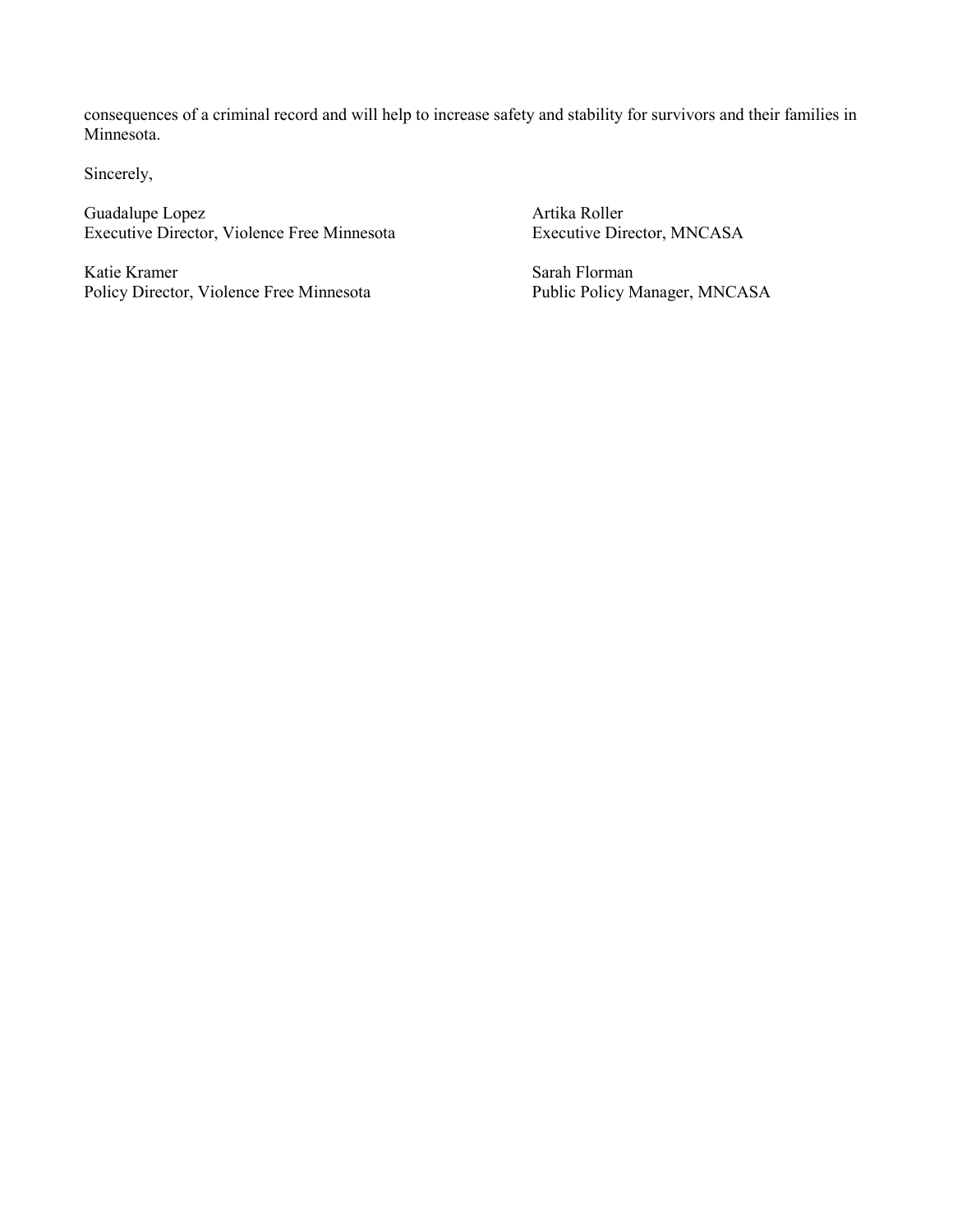consequences of a criminal record and will help to increase safety and stability for survivors and their families in Minnesota.

Sincerely,

Guadalupe Lopez
Executive Director, Violence Free Minnesota

Katie Kramer
Policy Director, Violence Free Minnesota

Artika Roller
Executive Director, MNCASA

Sarah Florman
Public Policy Manager, MNCASA